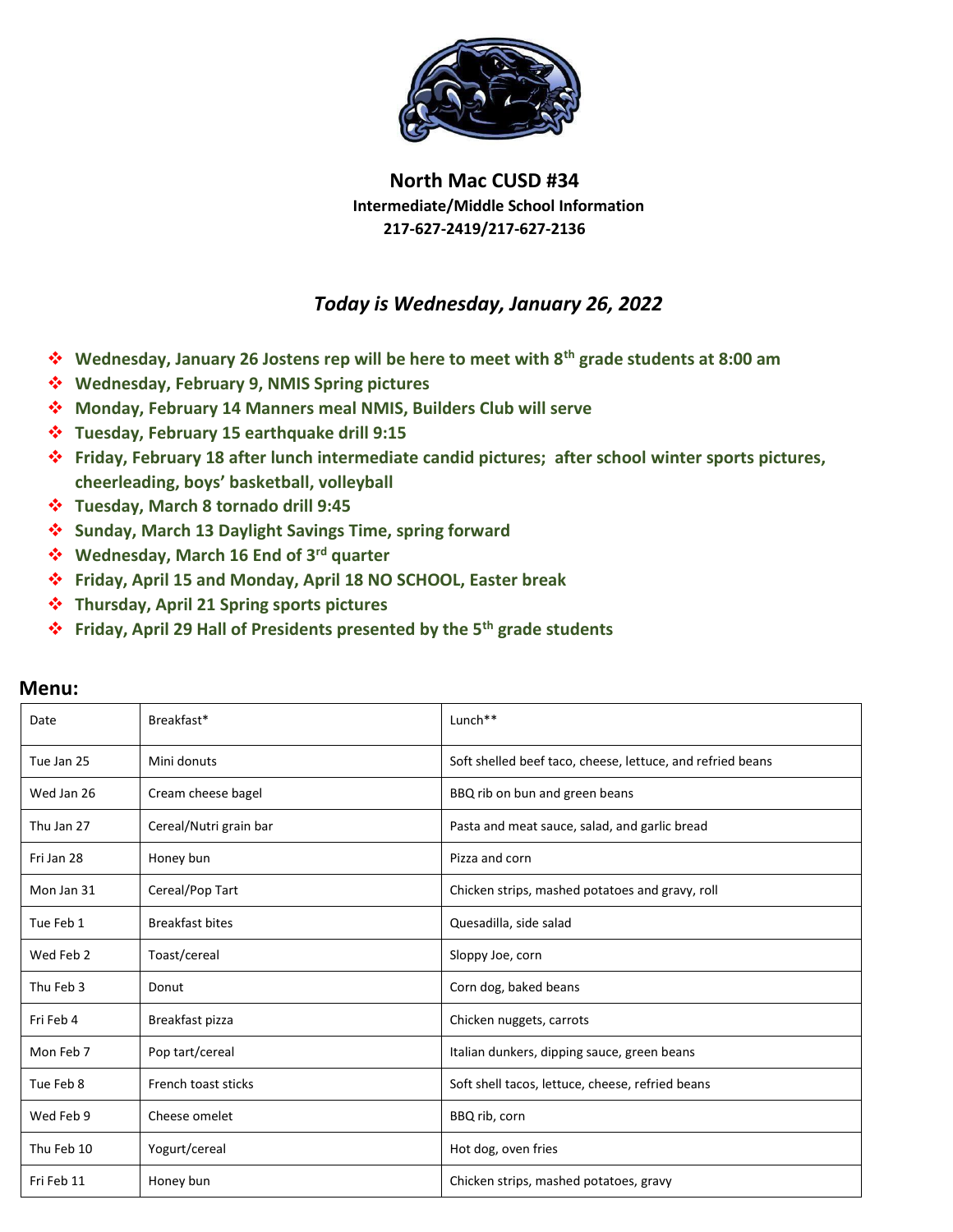# North Mac CUSD #34

**Intermediate/Middle School Information**

**217-627-2419/217-627-2136**

## *Today is Wednesday, January 26, 2022*

- **Wednesday, January 26 Jostens rep will be here to meet with 8th grade students at 8:00 am**
- **Wednesday, February 9, NMIS Spring pictures**
- **Monday, February 14 Manners meal NMIS, Builders Club will serve**
- **Tuesday, February 15 earthquake drill 9:15**
- **Friday, February 18 after lunch intermediate candid pictures; after school winter sports pictures, cheerleading, boys' basketball, volleyball**
- **Tuesday, March 8 tornado drill 9:45**
- **Sunday, March 13 Daylight Savings Time, spring forward**
- **Wednesday, March 16 End of 3rd quarter**
- **Friday, April 15 and Monday, April 18 NO SCHOOL, Easter break**
- **Thursday, April 21 Spring sports pictures**
- **Friday, April 29 Hall of Presidents presented by the 5th grade students**

## Menu:

| Date | Breakfast* | Lunch** |
|---|---|---|
| Tue Jan 25 | Mini donuts | Soft shelled beef taco, cheese, lettuce, and refried beans |
| Wed Jan 26 | Cream cheese bagel | BBQ rib on bun and green beans |
| Thu Jan 27 | Cereal/Nutri grain bar | Pasta and meat sauce, salad, and garlic bread |
| Fri Jan 28 | Honey bun | Pizza and corn |
| Mon Jan 31 | Cereal/Pop Tart | Chicken strips, mashed potatoes and gravy, roll |
| Tue Feb 1 | Breakfast bites | Quesadilla, side salad |
| Wed Feb 2 | Toast/cereal | Sloppy Joe, corn |
| Thu Feb 3 | Donut | Corn dog, baked beans |
| Fri Feb 4 | Breakfast pizza | Chicken nuggets, carrots |
| Mon Feb 7 | Pop tart/cereal | Italian dunkers, dipping sauce, green beans |
| Tue Feb 8 | French toast sticks | Soft shell tacos, lettuce, cheese, refried beans |
| Wed Feb 9 | Cheese omelet | BBQ rib, corn |
| Thu Feb 10 | Yogurt/cereal | Hot dog, oven fries |
| Fri Feb 11 | Honey bun | Chicken strips, mashed potatoes, gravy |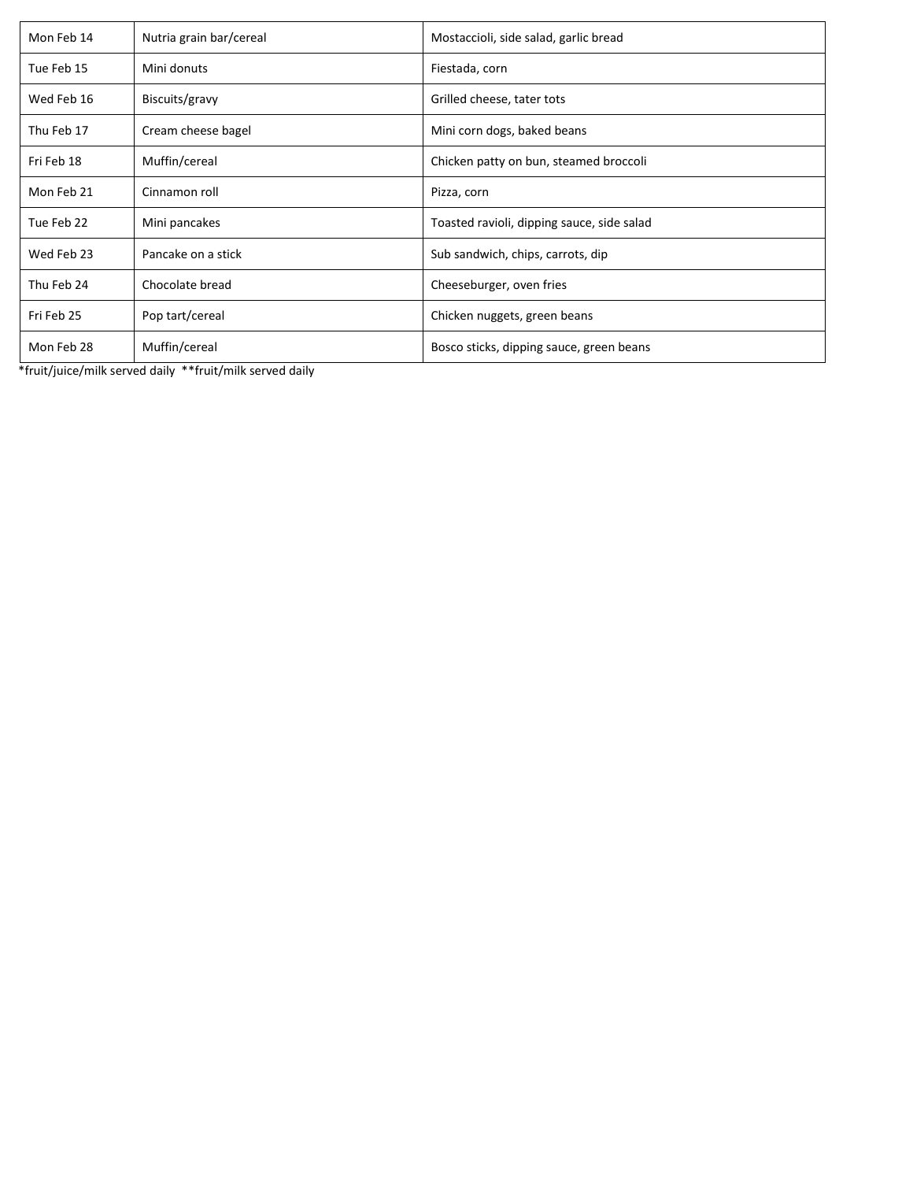| | | |
|---|---|---|
| Mon Feb 14 | Nutria grain bar/cereal | Mostaccioli, side salad, garlic bread |
| Tue Feb 15 | Mini donuts | Fiestada, corn |
| Wed Feb 16 | Biscuits/gravy | Grilled cheese, tater tots |
| Thu Feb 17 | Cream cheese bagel | Mini corn dogs, baked beans |
| Fri Feb 18 | Muffin/cereal | Chicken patty on bun, steamed broccoli |
| Mon Feb 21 | Cinnamon roll | Pizza, corn |
| Tue Feb 22 | Mini pancakes | Toasted ravioli, dipping sauce, side salad |
| Wed Feb 23 | Pancake on a stick | Sub sandwich, chips, carrots, dip |
| Thu Feb 24 | Chocolate bread | Cheeseburger, oven fries |
| Fri Feb 25 | Pop tart/cereal | Chicken nuggets, green beans |
| Mon Feb 28 | Muffin/cereal | Bosco sticks, dipping sauce, green beans |

*fruit/juice/milk served daily **fruit/milk served daily